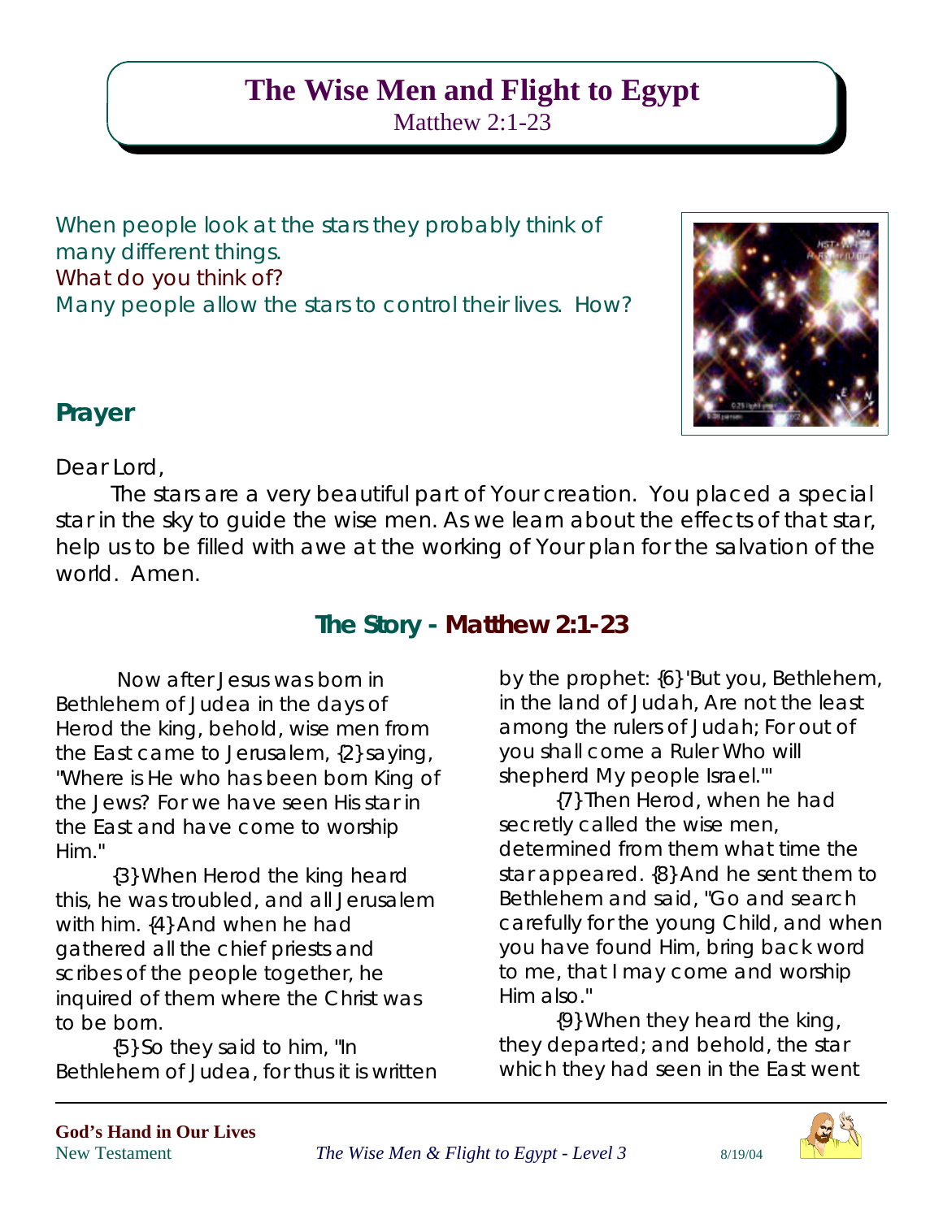# The Wise Men and Flight to Egypt

Matthew 2:1-23

When people look at the stars they probably think of many different things.
What do you think of?
Many people allow the stars to control their lives. How?

## Prayer

Dear Lord,

The stars are a very beautiful part of Your creation. You placed a special star in the sky to guide the wise men. As we learn about the effects of that star, help us to be filled with awe at the working of Your plan for the salvation of the world. Amen.

## The Story - Matthew 2:1-23

Now after Jesus was born in Bethlehem of Judea in the days of Herod the king, behold, wise men from the East came to Jerusalem, {2} saying, "Where is He who has been born King of the Jews? For we have seen His star in the East and have come to worship Him."

{3} When Herod the king heard this, he was troubled, and all Jerusalem with him. {4} And when he had gathered all the chief priests and scribes of the people together, he inquired of them where the Christ was to be born.

{5} So they said to him, "In Bethlehem of Judea, for thus it is written by the prophet: {6} 'But you, Bethlehem, in the land of Judah, Are not the least among the rulers of Judah; For out of you shall come a Ruler Who will shepherd My people Israel.'"

{7} Then Herod, when he had secretly called the wise men, determined from them what time the star appeared. {8} And he sent them to Bethlehem and said, "Go and search carefully for the young Child, and when you have found Him, bring back word to me, that I may come and worship Him also."

{9} When they heard the king, they departed; and behold, the star which they had seen in the East went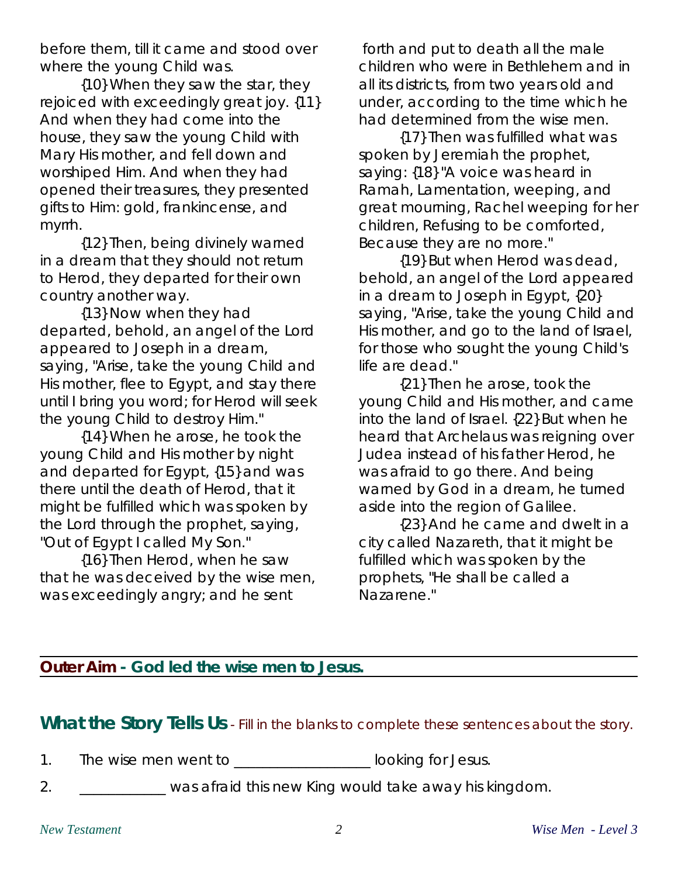before them, till it came and stood over where the young Child was.

{10} When they saw the star, they rejoiced with exceedingly great joy. {11} And when they had come into the house, they saw the young Child with Mary His mother, and fell down and worshiped Him. And when they had opened their treasures, they presented gifts to Him: gold, frankincense, and myrrh.

{12} Then, being divinely warned in a dream that they should not return to Herod, they departed for their own country another way.

{13} Now when they had departed, behold, an angel of the Lord appeared to Joseph in a dream, saying, "Arise, take the young Child and His mother, flee to Egypt, and stay there until I bring you word; for Herod will seek the young Child to destroy Him."

{14} When he arose, he took the young Child and His mother by night and departed for Egypt, {15} and was there until the death of Herod, that it might be fulfilled which was spoken by the Lord through the prophet, saying, "Out of Egypt I called My Son."

{16} Then Herod, when he saw that he was deceived by the wise men, was exceedingly angry; and he sent forth and put to death all the male children who were in Bethlehem and in all its districts, from two years old and under, according to the time which he had determined from the wise men.

{17} Then was fulfilled what was spoken by Jeremiah the prophet, saying: {18} "A voice was heard in Ramah, Lamentation, weeping, and great mourning, Rachel weeping for her children, Refusing to be comforted, Because they are no more."

{19} But when Herod was dead, behold, an angel of the Lord appeared in a dream to Joseph in Egypt, {20} saying, "Arise, take the young Child and His mother, and go to the land of Israel, for those who sought the young Child's life are dead."

{21} Then he arose, took the young Child and His mother, and came into the land of Israel. {22} But when he heard that Archelaus was reigning over Judea instead of his father Herod, he was afraid to go there. And being warned by God in a dream, he turned aside into the region of Galilee.

{23} And he came and dwelt in a city called Nazareth, that it might be fulfilled which was spoken by the prophets, "He shall be called a Nazarene."

---

**Outer Aim - God led the wise men to Jesus.**

---

## What the Story Tells Us - Fill in the blanks to complete these sentences about the story.

1. The wise men went to __________________ looking for Jesus.
2. ___________ was afraid this new King would take away his kingdom.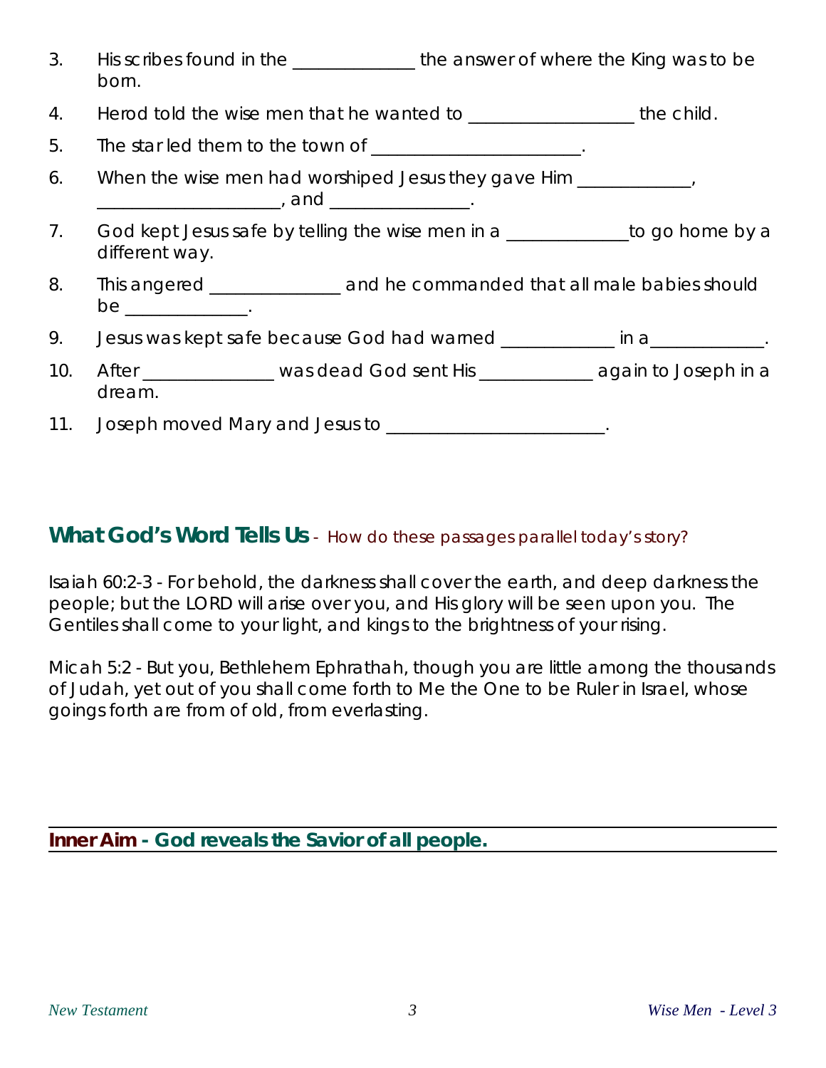3. His scribes found in the _____________ the answer of where the King was to be born.
4. Herod told the wise men that he wanted to _________________ the child.
5. The star led them to the town of ______________________.
6. When the wise men had worshiped Jesus they gave Him ____________, ___________________, and _______________.
7. God kept Jesus safe by telling the wise men in a _____________to go home by a different way.
8. This angered ______________ and he commanded that all male babies should be _____________.
9. Jesus was kept safe because God had warned ____________ in a____________.
10. After ______________ was dead God sent His ____________ again to Joseph in a dream.
11. Joseph moved Mary and Jesus to _______________________.

## What God's Word Tells Us - *How do these passages parallel today's story?*

Isaiah 60:2-3 - For behold, the darkness shall cover the earth, and deep darkness the people; but the LORD will arise over you, and His glory will be seen upon you. The Gentiles shall come to your light, and kings to the brightness of your rising.

Micah 5:2 - But you, Bethlehem Ephrathah, though you are little among the thousands of Judah, yet out of you shall come forth to Me the One to be Ruler in Israel, whose goings forth are from of old, from everlasting.

**Inner Aim - God reveals the Savior of all people.**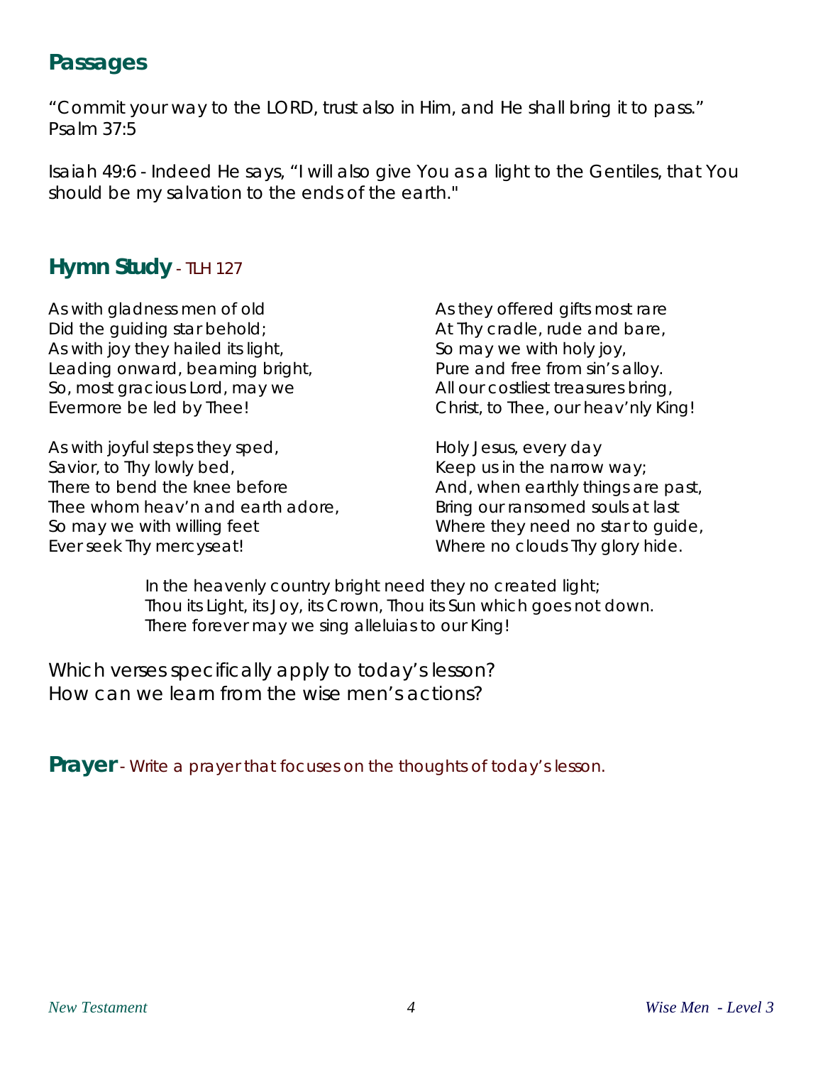## Passages

"Commit your way to the LORD, trust also in Him, and He shall bring it to pass." Psalm 37:5

Isaiah 49:6 - Indeed He says, "I will also give You as a light to the Gentiles, that You should be my salvation to the ends of the earth."

## Hymn Study - TLH 127

As with gladness men of old
Did the guiding star behold;
As with joy they hailed its light,
Leading onward, beaming bright,
So, most gracious Lord, may we
Evermore be led by Thee!

As with joyful steps they sped,
Savior, to Thy lowly bed,
There to bend the knee before
Thee whom heav'n and earth adore,
So may we with willing feet
Ever seek Thy mercyseat!

As they offered gifts most rare
At Thy cradle, rude and bare,
So may we with holy joy,
Pure and free from sin's alloy.
All our costliest treasures bring,
Christ, to Thee, our heav'nly King!

Holy Jesus, every day
Keep us in the narrow way;
And, when earthly things are past,
Bring our ransomed souls at last
Where they need no star to guide,
Where no clouds Thy glory hide.

In the heavenly country bright need they no created light;
Thou its Light, its Joy, its Crown, Thou its Sun which goes not down.
There forever may we sing alleluias to our King!

Which verses specifically apply to today's lesson?
How can we learn from the wise men's actions?

## Prayer - Write a prayer that focuses on the thoughts of today's lesson.